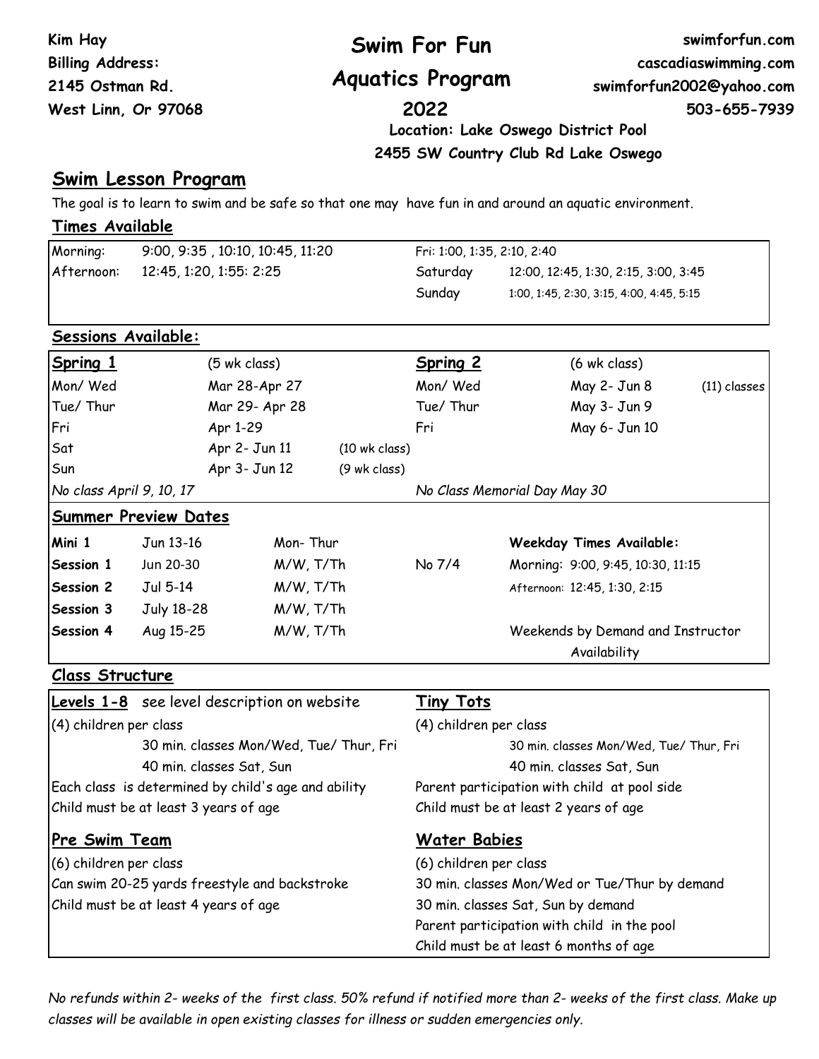**Kim Hay**
**Billing Address:**
**2145 Ostman Rd.**
**West Linn, Or 97068**

# Swim For Fun Aquatics Program 2022

**swimforfun.com**
**cascadiaswimming.com**
**swimforfun2002@yahoo.com**
**503-655-7939**

**Location: Lake Oswego District Pool**
**2455 SW Country Club Rd Lake Oswego**

## Swim Lesson Program

The goal is to learn to swim and be safe so that one may have fun in and around an aquatic environment.

### Times Available

| | | | |
|---|---|---|---|
| Morning: | 9:00, 9:35 , 10:10, 10:45, 11:20 | Fri: 1:00, 1:35, 2:10, 2:40 | |
| Afternoon: | 12:45, 1:20, 1:55: 2:25 | Saturday | 12:00, 12:45, 1:30, 2:15, 3:00, 3:45 |
| | | Sunday | 1:00, 1:45, 2:30, 3:15, 4:00, 4:45, 5:15 |

### Sessions Available:

| **Spring 1** | (5 wk class) | | **Spring 2** | (6 wk class) | |
|---|---|---|---|---|---|
| Mon/ Wed | Mar 28-Apr 27 | | Mon/ Wed | May 2- Jun 8 | (11) classes |
| Tue/ Thur | Mar 29- Apr 28 | | Tue/ Thur | May 3- Jun 9 | |
| Fri | Apr 1-29 | | Fri | May 6- Jun 10 | |
| Sat | Apr 2- Jun 11 | (10 wk class) | | | |
| Sun | Apr 3- Jun 12 | (9 wk class) | | | |
| *No class April 9, 10, 17* | | | *No Class Memorial Day May 30* | | |

### Summer Preview Dates

| | | | | |
|---|---|---|---|---|
| **Mini 1** | Jun 13-16 | Mon- Thur | | **Weekday Times Available:** |
| **Session 1** | Jun 20-30 | M/W, T/Th | No 7/4 | Morning: 9:00, 9:45, 10:30, 11:15 |
| **Session 2** | Jul 5-14 | M/W, T/Th | | Afternoon: 12:45, 1:30, 2:15 |
| **Session 3** | July 18-28 | M/W, T/Th | | |
| **Session 4** | Aug 15-25 | M/W, T/Th | | Weekends by Demand and Instructor Availability |

### Class Structure

**Levels 1-8** see level description on website
(4) children per class
30 min. classes Mon/Wed, Tue/ Thur, Fri
40 min. classes Sat, Sun
Each class is determined by child's age and ability
Child must be at least 3 years of age

**Tiny Tots**
(4) children per class
30 min. classes Mon/Wed, Tue/ Thur, Fri
40 min. classes Sat, Sun
Parent participation with child at pool side
Child must be at least 2 years of age

**Pre Swim Team**
(6) children per class
Can swim 20-25 yards freestyle and backstroke
Child must be at least 4 years of age

**Water Babies**
(6) children per class
30 min. classes Mon/Wed or Tue/Thur by demand
30 min. classes Sat, Sun by demand
Parent participation with child in the pool
Child must be at least 6 months of age

*No refunds within 2- weeks of the first class. 50% refund if notified more than 2- weeks of the first class. Make up classes will be available in open existing classes for illness or sudden emergencies only.*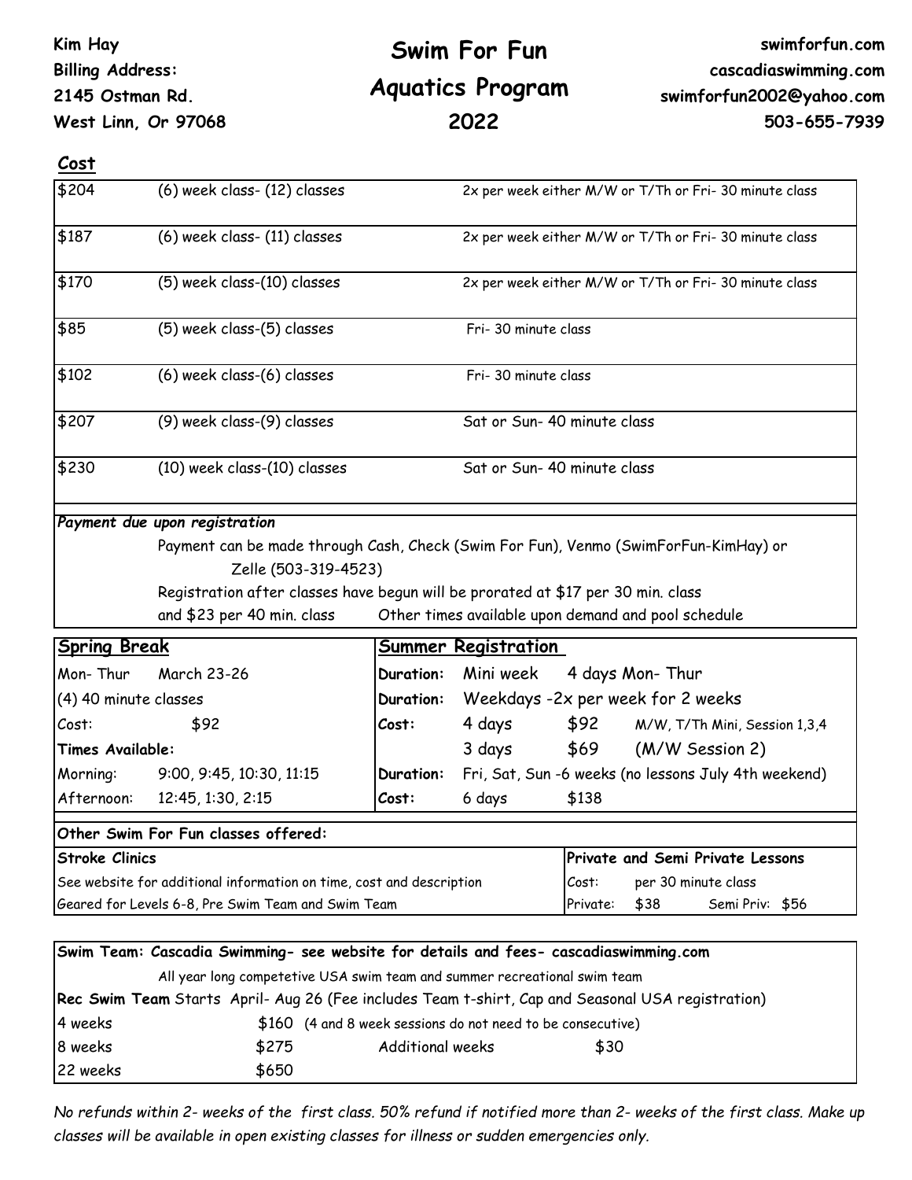**Kim Hay**
**Billing Address:**
**2145 Ostman Rd.**
**West Linn, Or 97068**

# Swim For Fun
# Aquatics Program
# 2022

**swimforfun.com**
**cascadiaswimming.com**
**swimforfun2002@yahoo.com**
**503-655-7939**

## Cost

| | | |
|---|---|---|
| $204 | (6) week class- (12) classes | 2x per week either M/W or T/Th or Fri- 30 minute class |
| $187 | (6) week class- (11) classes | 2x per week either M/W or T/Th or Fri- 30 minute class |
| $170 | (5) week class-(10) classes | 2x per week either M/W or T/Th or Fri- 30 minute class |
| $85 | (5) week class-(5) classes | Fri- 30 minute class |
| $102 | (6) week class-(6) classes | Fri- 30 minute class |
| $207 | (9) week class-(9) classes | Sat or Sun- 40 minute class |
| $230 | (10) week class-(10) classes | Sat or Sun- 40 minute class |

***Payment due upon registration***

Payment can be made through Cash, Check (Swim For Fun), Venmo (SwimForFun-KimHay) or Zelle (503-319-4523)

Registration after classes have begun will be prorated at $17 per 30 min. class and $23 per 40 min. class

Other times available upon demand and pool schedule

## Spring Break

| | |
|---|---|
| Mon- Thur | March 23-26 |
| (4) 40 minute classes | |
| Cost: | $92 |
| **Times Available:** | |
| Morning: | 9:00, 9:45, 10:30, 11:15 |
| Afternoon: | 12:45, 1:30, 2:15 |

## Summer Registration

| | | | |
|---|---|---|---|
| **Duration:** | Mini week | 4 days Mon- Thur | |
| **Duration:** | Weekdays -2x per week for 2 weeks | | |
| **Cost:** | 4 days | $92 | M/W, T/Th Mini, Session 1,3,4 |
| | 3 days | $69 | (M/W Session 2) |
| **Duration:** | Fri, Sat, Sun -6 weeks (no lessons July 4th weekend) | | |
| **Cost:** | 6 days | $138 | |

**Other Swim For Fun classes offered:**

**Stroke Clinics**

See website for additional information on time, cost and description

Geared for Levels 6-8, Pre Swim Team and Swim Team

**Private and Semi Private Lessons**

| | | | |
|---|---|---|---|
| Cost: | per 30 minute class | | |
| Private: | $38 | Semi Priv: | $56 |

**Swim Team: Cascadia Swimming- see website for details and fees- cascadiaswimming.com**

All year long competetive USA swim team and summer recreational swim team

**Rec Swim Team** Starts April- Aug 26 (Fee includes Team t-shirt, Cap and Seasonal USA registration)

| | | | |
|---|---|---|---|
| 4 weeks | $160 | (4 and 8 week sessions do not need to be consecutive) | |
| 8 weeks | $275 | Additional weeks | $30 |
| 22 weeks | $650 | | |

*No refunds within 2- weeks of the first class. 50% refund if notified more than 2- weeks of the first class. Make up classes will be available in open existing classes for illness or sudden emergencies only.*